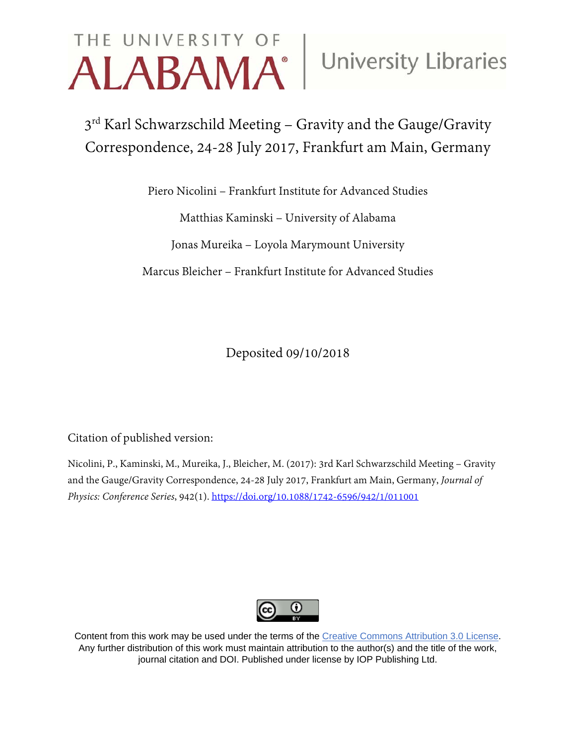THE UNIVERSITY OF ALABAMA® | University Libraries

# 3rd Karl Schwarzschild Meeting – Gravity and the Gauge/Gravity Correspondence, 24-28 July 2017, Frankfurt am Main, Germany

Piero Nicolini – Frankfurt Institute for Advanced Studies

Matthias Kaminski – University of Alabama

Jonas Mureika – Loyola Marymount University

Marcus Bleicher – Frankfurt Institute for Advanced Studies

Deposited 09/10/2018

Citation of published version:

Nicolini, P., Kaminski, M., Mureika, J., Bleicher, M. (2017): 3rd Karl Schwarzschild Meeting – Gravity and the Gauge/Gravity Correspondence, 24-28 July 2017, Frankfurt am Main, Germany, *Journal of Physics: Conference Series*, 942(1). https://doi.org/10.1088/1742-6596/942/1/011001

Content from this work may be used under the terms of the Creative Commons Attribution 3.0 License. Any further distribution of this work must maintain attribution to the author(s) and the title of the work, journal citation and DOI. Published under license by IOP Publishing Ltd.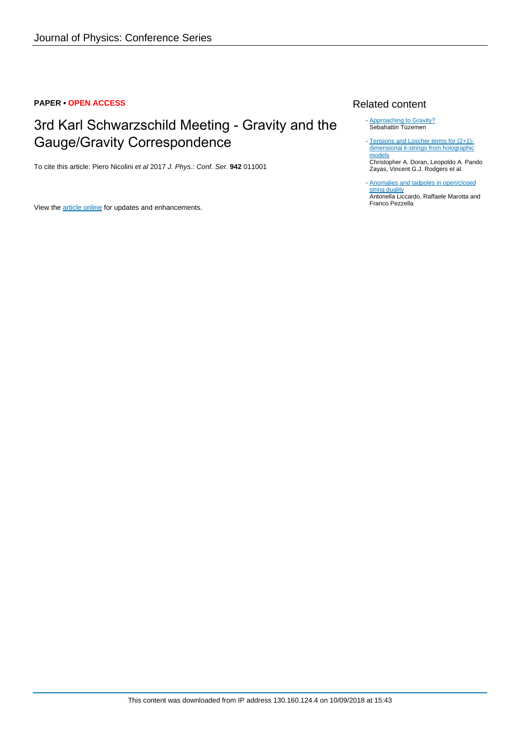**PAPER • OPEN ACCESS**

# 3rd Karl Schwarzschild Meeting - Gravity and the Gauge/Gravity Correspondence

To cite this article: Piero Nicolini *et al* 2017 *J. Phys.: Conf. Ser.* **942** 011001

View the article online for updates and enhancements.

## Related content

- Approaching to Gravity?
  Sebahattin Tüzemen

- Tensions and Lüscher terms for (2+1)-dimensional *k*-strings from holographic models
  Christopher A. Doran, Leopoldo A. Pando Zayas, Vincent G.J. Rodgers et al.

- Anomalies and tadpoles in open/closed string duality
  Antonella Liccardo, Raffaele Marotta and Franco Pezzella

This content was downloaded from IP address 130.160.124.4 on 10/09/2018 at 15:43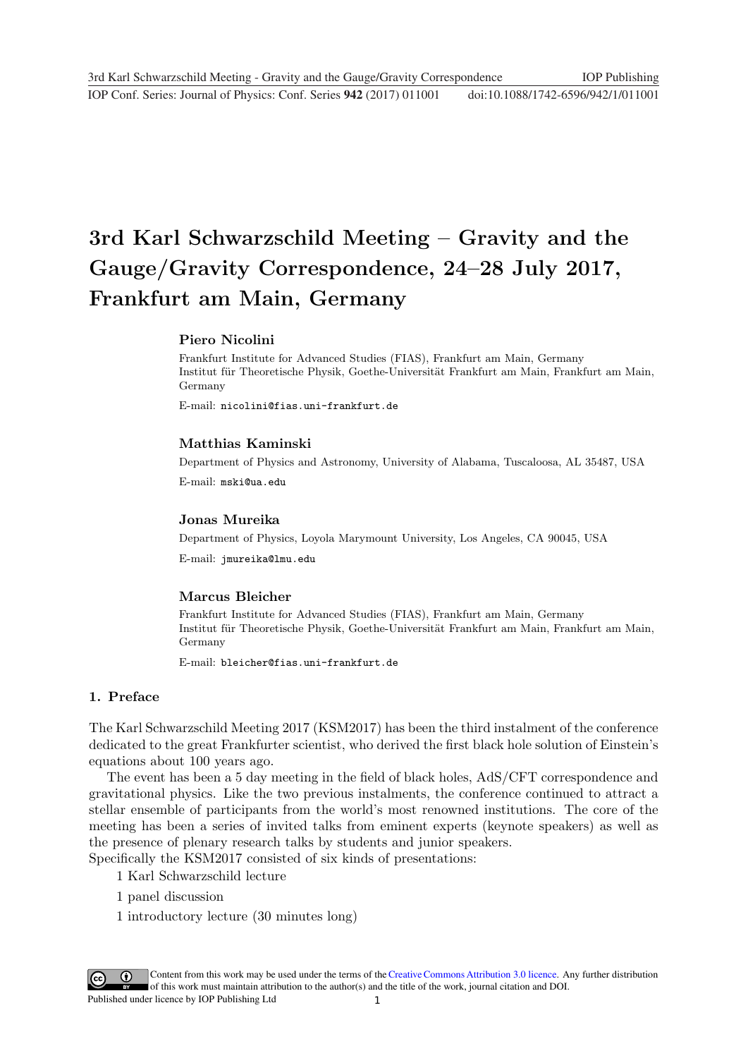# 3rd Karl Schwarzschild Meeting – Gravity and the Gauge/Gravity Correspondence, 24–28 July 2017, Frankfurt am Main, Germany

### Piero Nicolini

Frankfurt Institute for Advanced Studies (FIAS), Frankfurt am Main, Germany
Institut für Theoretische Physik, Goethe-Universität Frankfurt am Main, Frankfurt am Main, Germany

E-mail: nicolini@fias.uni-frankfurt.de

### Matthias Kaminski

Department of Physics and Astronomy, University of Alabama, Tuscaloosa, AL 35487, USA

E-mail: mski@ua.edu

### Jonas Mureika

Department of Physics, Loyola Marymount University, Los Angeles, CA 90045, USA

E-mail: jmureika@lmu.edu

### Marcus Bleicher

Frankfurt Institute for Advanced Studies (FIAS), Frankfurt am Main, Germany
Institut für Theoretische Physik, Goethe-Universität Frankfurt am Main, Frankfurt am Main, Germany

E-mail: bleicher@fias.uni-frankfurt.de

## 1. Preface

The Karl Schwarzschild Meeting 2017 (KSM2017) has been the third instalment of the conference dedicated to the great Frankfurter scientist, who derived the first black hole solution of Einstein's equations about 100 years ago.

The event has been a 5 day meeting in the field of black holes, AdS/CFT correspondence and gravitational physics. Like the two previous instalments, the conference continued to attract a stellar ensemble of participants from the world's most renowned institutions. The core of the meeting has been a series of invited talks from eminent experts (keynote speakers) as well as the presence of plenary research talks by students and junior speakers.

Specifically the KSM2017 consisted of six kinds of presentations:

1 Karl Schwarzschild lecture

1 panel discussion

1 introductory lecture (30 minutes long)

Content from this work may be used under the terms of the Creative Commons Attribution 3.0 licence. Any further distribution of this work must maintain attribution to the author(s) and the title of the work, journal citation and DOI.
Published under licence by IOP Publishing Ltd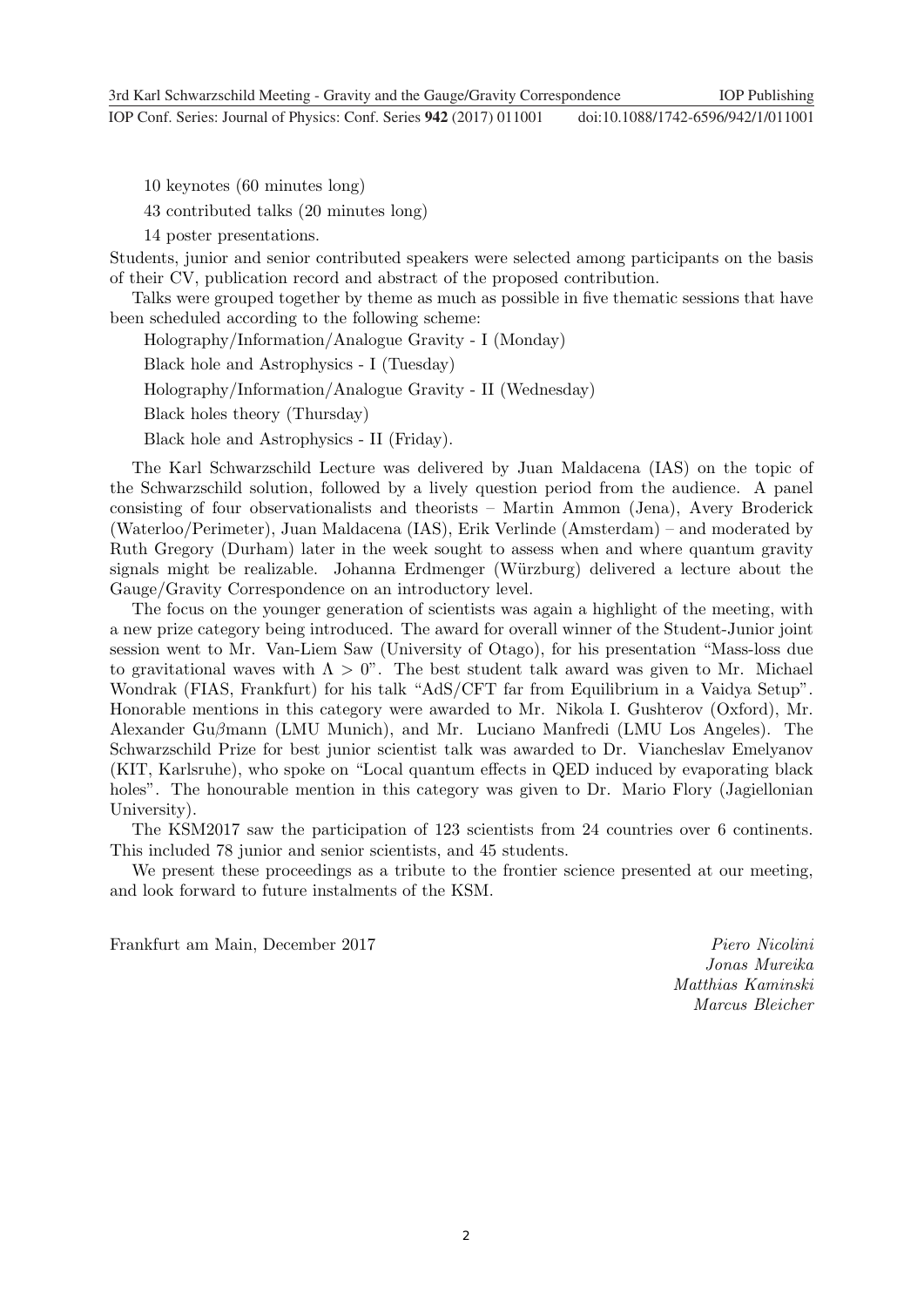10 keynotes (60 minutes long)

43 contributed talks (20 minutes long)

14 poster presentations.

Students, junior and senior contributed speakers were selected among participants on the basis of their CV, publication record and abstract of the proposed contribution.

Talks were grouped together by theme as much as possible in five thematic sessions that have been scheduled according to the following scheme:

Holography/Information/Analogue Gravity - I (Monday)

Black hole and Astrophysics - I (Tuesday)

Holography/Information/Analogue Gravity - II (Wednesday)

Black holes theory (Thursday)

Black hole and Astrophysics - II (Friday).

The Karl Schwarzschild Lecture was delivered by Juan Maldacena (IAS) on the topic of the Schwarzschild solution, followed by a lively question period from the audience. A panel consisting of four observationalists and theorists – Martin Ammon (Jena), Avery Broderick (Waterloo/Perimeter), Juan Maldacena (IAS), Erik Verlinde (Amsterdam) – and moderated by Ruth Gregory (Durham) later in the week sought to assess when and where quantum gravity signals might be realizable. Johanna Erdmenger (Würzburg) delivered a lecture about the Gauge/Gravity Correspondence on an introductory level.

The focus on the younger generation of scientists was again a highlight of the meeting, with a new prize category being introduced. The award for overall winner of the Student-Junior joint session went to Mr. Van-Liem Saw (University of Otago), for his presentation "Mass-loss due to gravitational waves with $\Lambda > 0$". The best student talk award was given to Mr. Michael Wondrak (FIAS, Frankfurt) for his talk "AdS/CFT far from Equilibrium in a Vaidya Setup". Honorable mentions in this category were awarded to Mr. Nikola I. Gushterov (Oxford), Mr. Alexander Gu$\beta$mann (LMU Munich), and Mr. Luciano Manfredi (LMU Los Angeles). The Schwarzschild Prize for best junior scientist talk was awarded to Dr. Viancheslav Emelyanov (KIT, Karlsruhe), who spoke on "Local quantum effects in QED induced by evaporating black holes". The honourable mention in this category was given to Dr. Mario Flory (Jagiellonian University).

The KSM2017 saw the participation of 123 scientists from 24 countries over 6 continents. This included 78 junior and senior scientists, and 45 students.

We present these proceedings as a tribute to the frontier science presented at our meeting, and look forward to future instalments of the KSM.

Frankfurt am Main, December 2017

*Piero Nicolini*
*Jonas Mureika*
*Matthias Kaminski*
*Marcus Bleicher*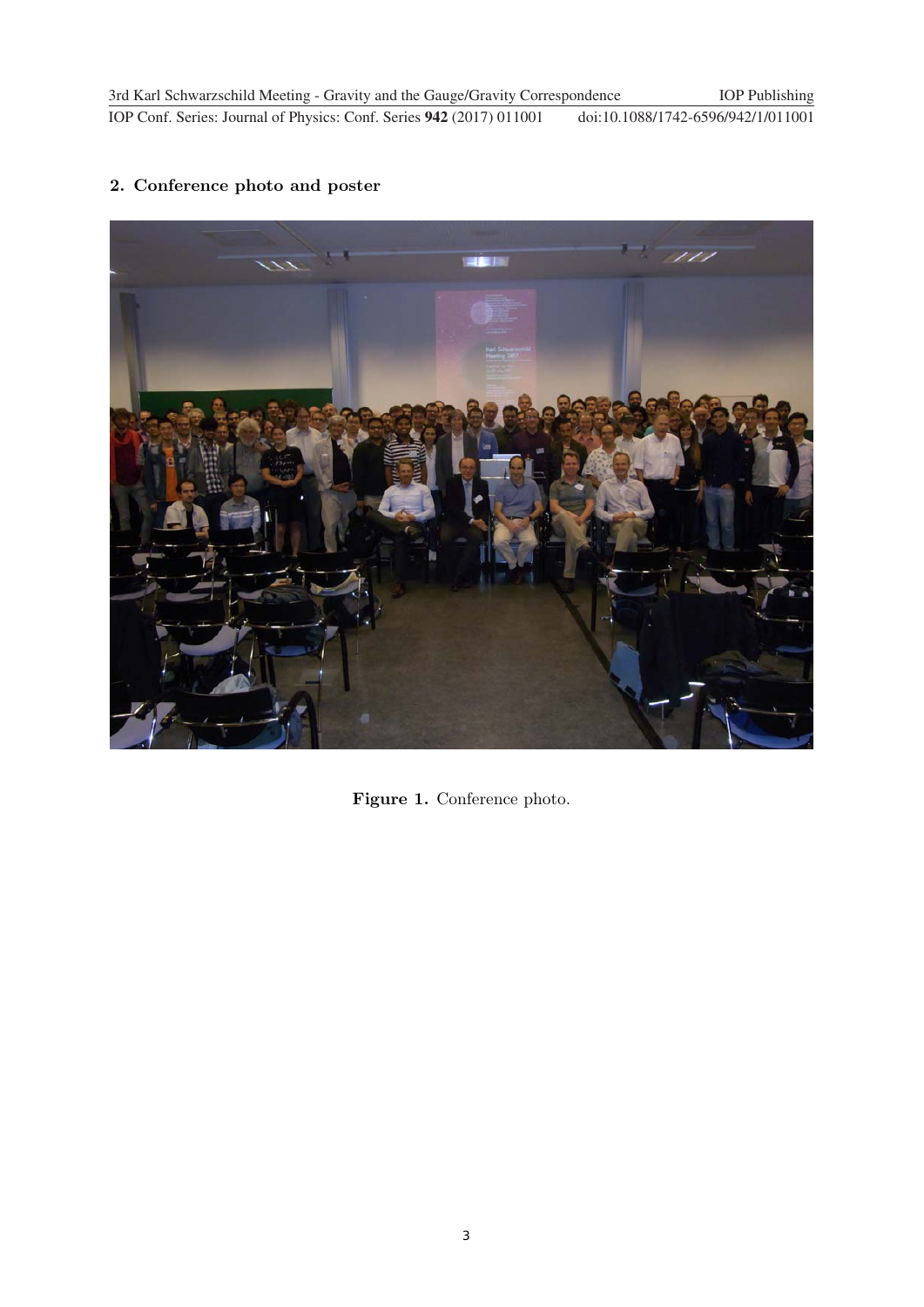## 2. Conference photo and poster

**Figure 1.** Conference photo.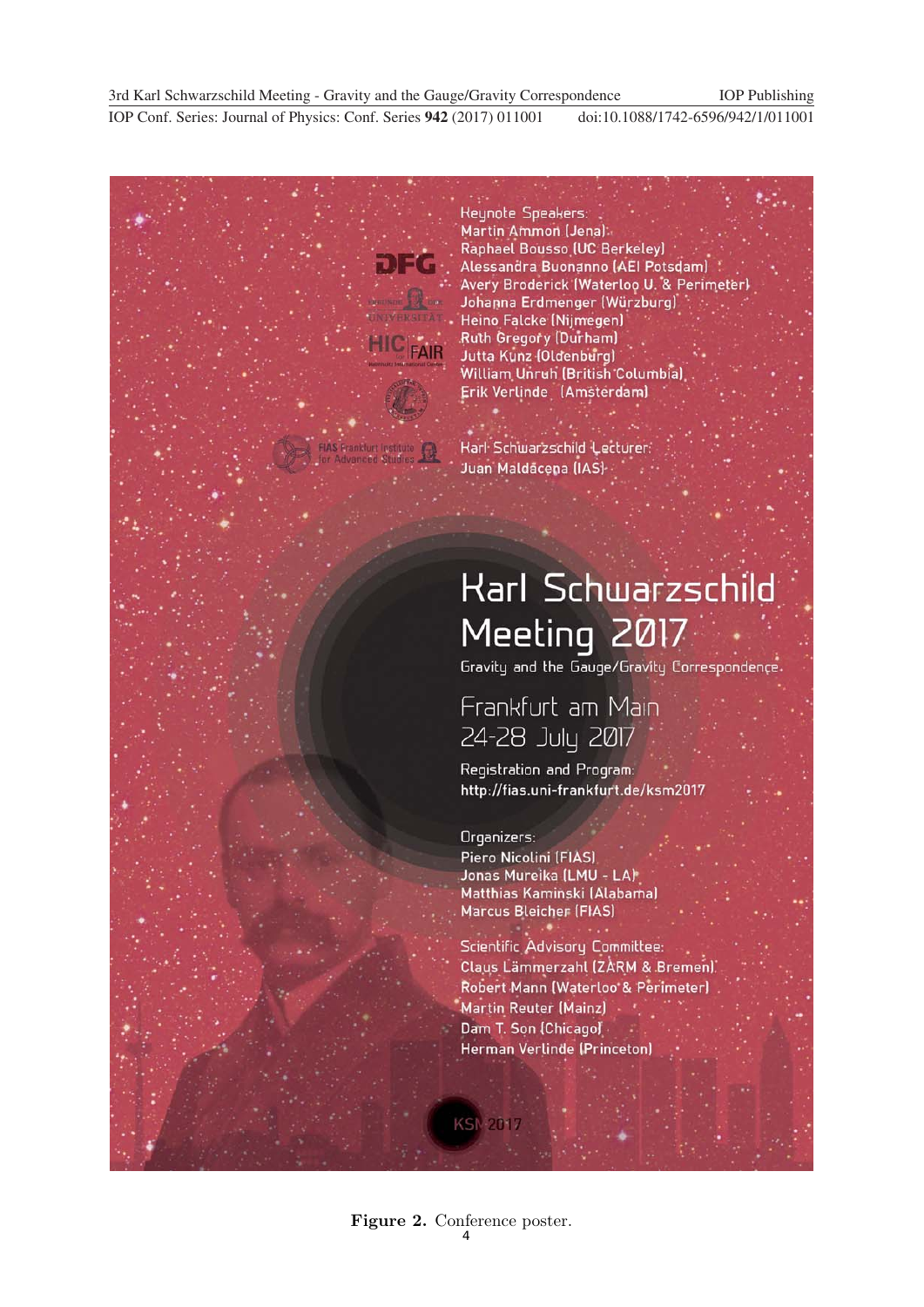Keynote Speakers:
Martin Ammon (Jena)
Raphael Bousso (UC Berkeley)
Alessandra Buonanno (AEI Potsdam)
Avery Broderick (Waterloo U. & Perimeter)
Johanna Erdmenger (Würzburg)
Heino Falcke (Nijmegen)
Ruth Gregory (Durham)
Jutta Kunz (Oldenburg)
William Unruh (British Columbia)
Erik Verlinde (Amsterdam)

Karl Schwarzschild Lecturer:
Juan Maldacena (IAS)

# Karl Schwarzschild Meeting 2017

Gravity and the Gauge/Gravity Correspondence

Frankfurt am Main
24-28 July 2017

Registration and Program:
http://fias.uni-frankfurt.de/ksm2017

Organizers:
Piero Nicolini (FIAS)
Jonas Mureika (LMU - LA)
Matthias Kaminski (Alabama)
Marcus Bleicher (FIAS)

Scientific Advisory Committee:
Claus Lämmerzahl (ZARM & Bremen)
Robert Mann (Waterloo & Perimeter)
Martin Reuter (Mainz)
Dam T. Son (Chicago)
Herman Verlinde (Princeton)

KSM 2017

**Figure 2.** Conference poster.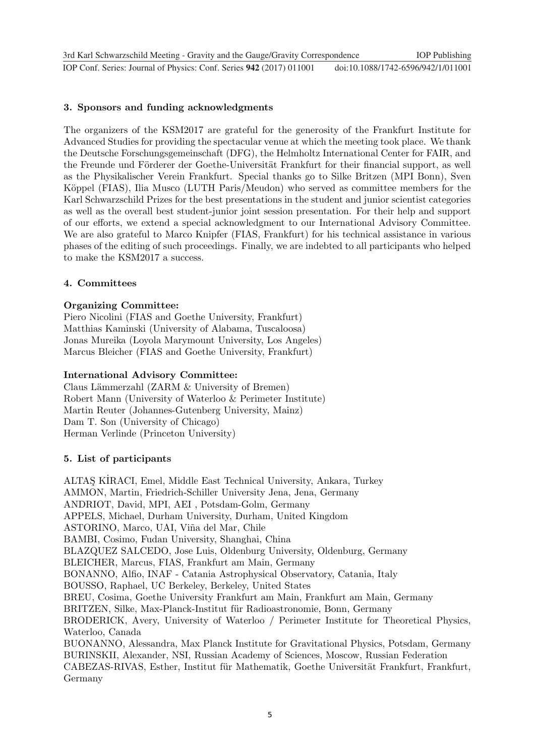## 3. Sponsors and funding acknowledgments

The organizers of the KSM2017 are grateful for the generosity of the Frankfurt Institute for Advanced Studies for providing the spectacular venue at which the meeting took place. We thank the Deutsche Forschungsgemeinschaft (DFG), the Helmholtz International Center for FAIR, and the Freunde und Förderer der Goethe-Universität Frankfurt for their financial support, as well as the Physikalischer Verein Frankfurt. Special thanks go to Silke Britzen (MPI Bonn), Sven Köppel (FIAS), Ilia Musco (LUTH Paris/Meudon) who served as committee members for the Karl Schwarzschild Prizes for the best presentations in the student and junior scientist categories as well as the overall best student-junior joint session presentation. For their help and support of our efforts, we extend a special acknowledgment to our International Advisory Committee. We are also grateful to Marco Knipfer (FIAS, Frankfurt) for his technical assistance in various phases of the editing of such proceedings. Finally, we are indebted to all participants who helped to make the KSM2017 a success.

## 4. Committees

**Organizing Committee:**
Piero Nicolini (FIAS and Goethe University, Frankfurt)
Matthias Kaminski (University of Alabama, Tuscaloosa)
Jonas Mureika (Loyola Marymount University, Los Angeles)
Marcus Bleicher (FIAS and Goethe University, Frankfurt)

**International Advisory Committee:**
Claus Lämmerzahl (ZARM & University of Bremen)
Robert Mann (University of Waterloo & Perimeter Institute)
Martin Reuter (Johannes-Gutenberg University, Mainz)
Dam T. Son (University of Chicago)
Herman Verlinde (Princeton University)

## 5. List of participants

ALTAŞ KİRACI, Emel, Middle East Technical University, Ankara, Turkey
AMMON, Martin, Friedrich-Schiller University Jena, Jena, Germany
ANDRIOT, David, MPI, AEI , Potsdam-Golm, Germany
APPELS, Michael, Durham University, Durham, United Kingdom
ASTORINO, Marco, UAI, Viña del Mar, Chile
BAMBI, Cosimo, Fudan University, Shanghai, China
BLAZQUEZ SALCEDO, Jose Luis, Oldenburg University, Oldenburg, Germany
BLEICHER, Marcus, FIAS, Frankfurt am Main, Germany
BONANNO, Alfio, INAF - Catania Astrophysical Observatory, Catania, Italy
BOUSSO, Raphael, UC Berkeley, Berkeley, United States
BREU, Cosima, Goethe University Frankfurt am Main, Frankfurt am Main, Germany
BRITZEN, Silke, Max-Planck-Institut für Radioastronomie, Bonn, Germany
BRODERICK, Avery, University of Waterloo / Perimeter Institute for Theoretical Physics, Waterloo, Canada
BUONANNO, Alessandra, Max Planck Institute for Gravitational Physics, Potsdam, Germany
BURINSKII, Alexander, NSI, Russian Academy of Sciences, Moscow, Russian Federation
CABEZAS-RIVAS, Esther, Institut für Mathematik, Goethe Universität Frankfurt, Frankfurt, Germany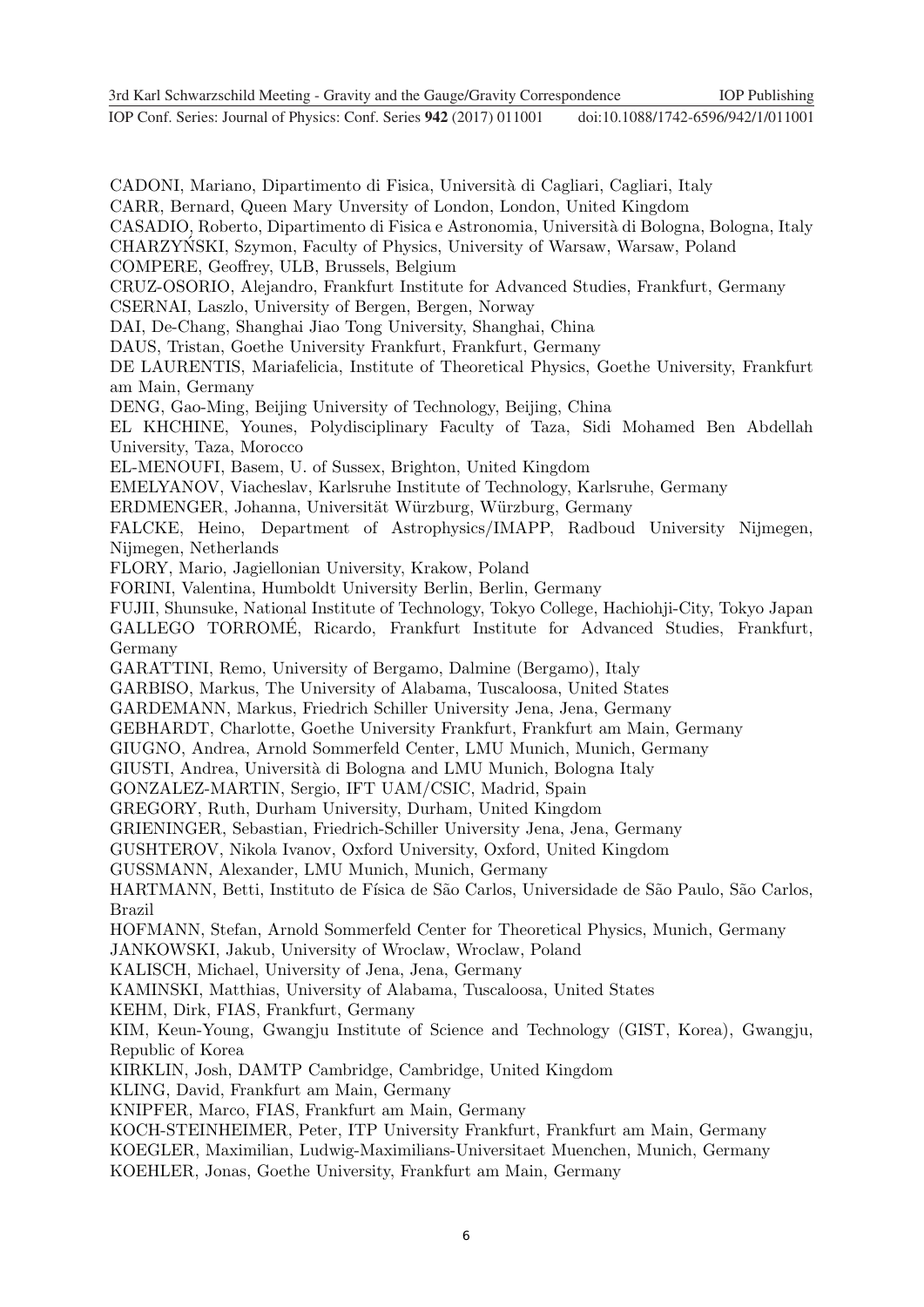CADONI, Mariano, Dipartimento di Fisica, Università di Cagliari, Cagliari, Italy
CARR, Bernard, Queen Mary Unversity of London, London, United Kingdom
CASADIO, Roberto, Dipartimento di Fisica e Astronomia, Università di Bologna, Bologna, Italy
CHARZYŃSKI, Szymon, Faculty of Physics, University of Warsaw, Warsaw, Poland
COMPERE, Geoffrey, ULB, Brussels, Belgium
CRUZ-OSORIO, Alejandro, Frankfurt Institute for Advanced Studies, Frankfurt, Germany
CSERNAI, Laszlo, University of Bergen, Bergen, Norway
DAI, De-Chang, Shanghai Jiao Tong University, Shanghai, China
DAUS, Tristan, Goethe University Frankfurt, Frankfurt, Germany
DE LAURENTIS, Mariafelicia, Institute of Theoretical Physics, Goethe University, Frankfurt am Main, Germany
DENG, Gao-Ming, Beijing University of Technology, Beijing, China
EL KHCHINE, Younes, Polydisciplinary Faculty of Taza, Sidi Mohamed Ben Abdellah University, Taza, Morocco
EL-MENOUFI, Basem, U. of Sussex, Brighton, United Kingdom
EMELYANOV, Viacheslav, Karlsruhe Institute of Technology, Karlsruhe, Germany
ERDMENGER, Johanna, Universität Würzburg, Würzburg, Germany
FALCKE, Heino, Department of Astrophysics/IMAPP, Radboud University Nijmegen, Nijmegen, Netherlands
FLORY, Mario, Jagiellonian University, Krakow, Poland
FORINI, Valentina, Humboldt University Berlin, Berlin, Germany
FUJII, Shunsuke, National Institute of Technology, Tokyo College, Hachiohji-City, Tokyo Japan
GALLEGO TORROMÉ, Ricardo, Frankfurt Institute for Advanced Studies, Frankfurt, Germany
GARATTINI, Remo, University of Bergamo, Dalmine (Bergamo), Italy
GARBISO, Markus, The University of Alabama, Tuscaloosa, United States
GARDEMANN, Markus, Friedrich Schiller University Jena, Jena, Germany
GEBHARDT, Charlotte, Goethe University Frankfurt, Frankfurt am Main, Germany
GIUGNO, Andrea, Arnold Sommerfeld Center, LMU Munich, Munich, Germany
GIUSTI, Andrea, Università di Bologna and LMU Munich, Bologna Italy
GONZALEZ-MARTIN, Sergio, IFT UAM/CSIC, Madrid, Spain
GREGORY, Ruth, Durham University, Durham, United Kingdom
GRIENINGER, Sebastian, Friedrich-Schiller University Jena, Jena, Germany
GUSHTEROV, Nikola Ivanov, Oxford University, Oxford, United Kingdom
GUSSMANN, Alexander, LMU Munich, Munich, Germany
HARTMANN, Betti, Instituto de Física de São Carlos, Universidade de São Paulo, São Carlos, Brazil
HOFMANN, Stefan, Arnold Sommerfeld Center for Theoretical Physics, Munich, Germany
JANKOWSKI, Jakub, University of Wroclaw, Wroclaw, Poland
KALISCH, Michael, University of Jena, Jena, Germany
KAMINSKI, Matthias, University of Alabama, Tuscaloosa, United States
KEHM, Dirk, FIAS, Frankfurt, Germany
KIM, Keun-Young, Gwangju Institute of Science and Technology (GIST, Korea), Gwangju, Republic of Korea
KIRKLIN, Josh, DAMTP Cambridge, Cambridge, United Kingdom
KLING, David, Frankfurt am Main, Germany
KNIPFER, Marco, FIAS, Frankfurt am Main, Germany
KOCH-STEINHEIMER, Peter, ITP University Frankfurt, Frankfurt am Main, Germany
KOEGLER, Maximilian, Ludwig-Maximilians-Universitaet Muenchen, Munich, Germany
KOEHLER, Jonas, Goethe University, Frankfurt am Main, Germany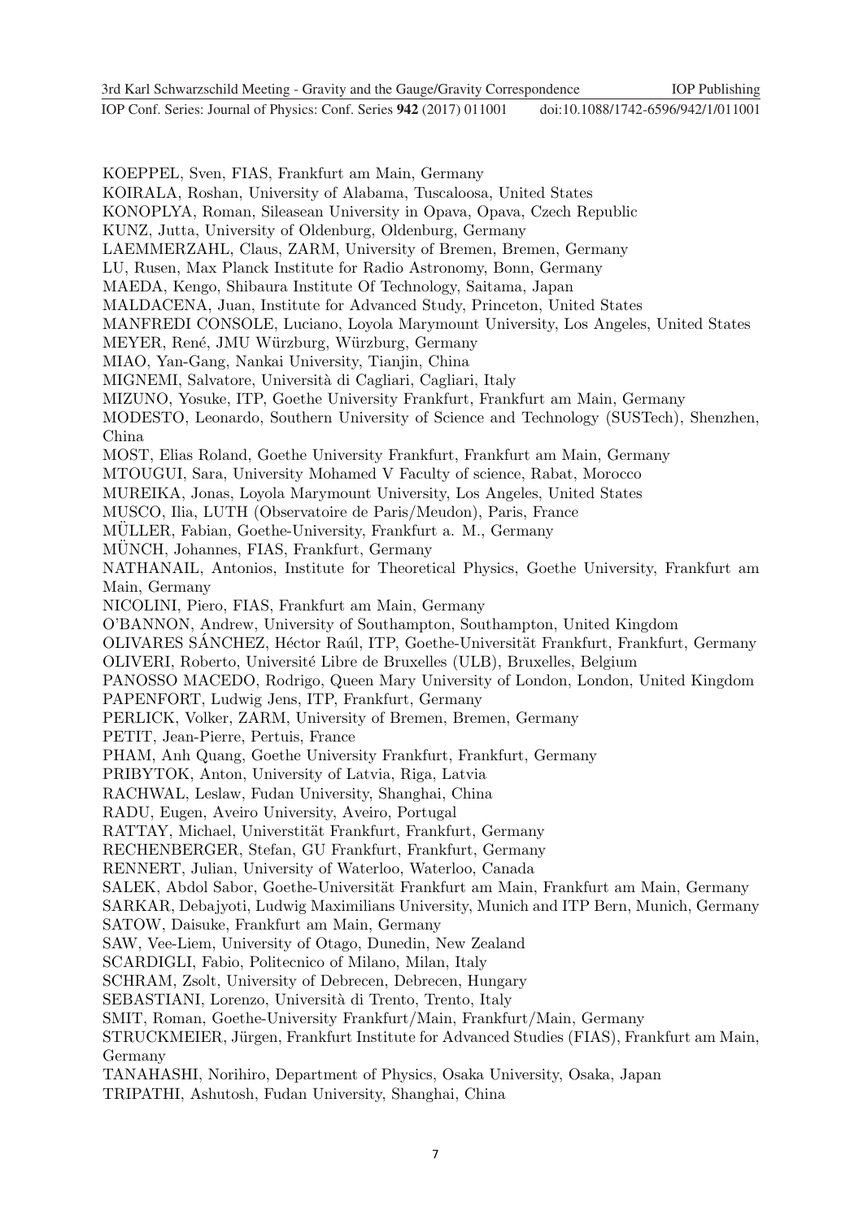KOEPPEL, Sven, FIAS, Frankfurt am Main, Germany
KOIRALA, Roshan, University of Alabama, Tuscaloosa, United States
KONOPLYA, Roman, Sileasean University in Opava, Opava, Czech Republic
KUNZ, Jutta, University of Oldenburg, Oldenburg, Germany
LAEMMERZAHL, Claus, ZARM, University of Bremen, Bremen, Germany
LU, Rusen, Max Planck Institute for Radio Astronomy, Bonn, Germany
MAEDA, Kengo, Shibaura Institute Of Technology, Saitama, Japan
MALDACENA, Juan, Institute for Advanced Study, Princeton, United States
MANFREDI CONSOLE, Luciano, Loyola Marymount University, Los Angeles, United States
MEYER, René, JMU Würzburg, Würzburg, Germany
MIAO, Yan-Gang, Nankai University, Tianjin, China
MIGNEMI, Salvatore, Università di Cagliari, Cagliari, Italy
MIZUNO, Yosuke, ITP, Goethe University Frankfurt, Frankfurt am Main, Germany
MODESTO, Leonardo, Southern University of Science and Technology (SUSTech), Shenzhen, China
MOST, Elias Roland, Goethe University Frankfurt, Frankfurt am Main, Germany
MTOUGUI, Sara, University Mohamed V Faculty of science, Rabat, Morocco
MUREIKA, Jonas, Loyola Marymount University, Los Angeles, United States
MUSCO, Ilia, LUTH (Observatoire de Paris/Meudon), Paris, France
MÜLLER, Fabian, Goethe-University, Frankfurt a. M., Germany
MÜNCH, Johannes, FIAS, Frankfurt, Germany
NATHANAIL, Antonios, Institute for Theoretical Physics, Goethe University, Frankfurt am Main, Germany
NICOLINI, Piero, FIAS, Frankfurt am Main, Germany
O'BANNON, Andrew, University of Southampton, Southampton, United Kingdom
OLIVARES SÁNCHEZ, Héctor Raúl, ITP, Goethe-Universität Frankfurt, Frankfurt, Germany
OLIVERI, Roberto, Université Libre de Bruxelles (ULB), Bruxelles, Belgium
PANOSSO MACEDO, Rodrigo, Queen Mary University of London, London, United Kingdom
PAPENFORT, Ludwig Jens, ITP, Frankfurt, Germany
PERLICK, Volker, ZARM, University of Bremen, Bremen, Germany
PETIT, Jean-Pierre, Pertuis, France
PHAM, Anh Quang, Goethe University Frankfurt, Frankfurt, Germany
PRIBYTOK, Anton, University of Latvia, Riga, Latvia
RACHWAL, Leslaw, Fudan University, Shanghai, China
RADU, Eugen, Aveiro University, Aveiro, Portugal
RATTAY, Michael, Universtität Frankfurt, Frankfurt, Germany
RECHENBERGER, Stefan, GU Frankfurt, Frankfurt, Germany
RENNERT, Julian, University of Waterloo, Waterloo, Canada
SALEK, Abdol Sabor, Goethe-Universität Frankfurt am Main, Frankfurt am Main, Germany
SARKAR, Debajyoti, Ludwig Maximilians University, Munich and ITP Bern, Munich, Germany
SATOW, Daisuke, Frankfurt am Main, Germany
SAW, Vee-Liem, University of Otago, Dunedin, New Zealand
SCARDIGLI, Fabio, Politecnico of Milano, Milan, Italy
SCHRAM, Zsolt, University of Debrecen, Debrecen, Hungary
SEBASTIANI, Lorenzo, Università di Trento, Trento, Italy
SMIT, Roman, Goethe-University Frankfurt/Main, Frankfurt/Main, Germany
STRUCKMEIER, Jürgen, Frankfurt Institute for Advanced Studies (FIAS), Frankfurt am Main, Germany
TANAHASHI, Norihiro, Department of Physics, Osaka University, Osaka, Japan
TRIPATHI, Ashutosh, Fudan University, Shanghai, China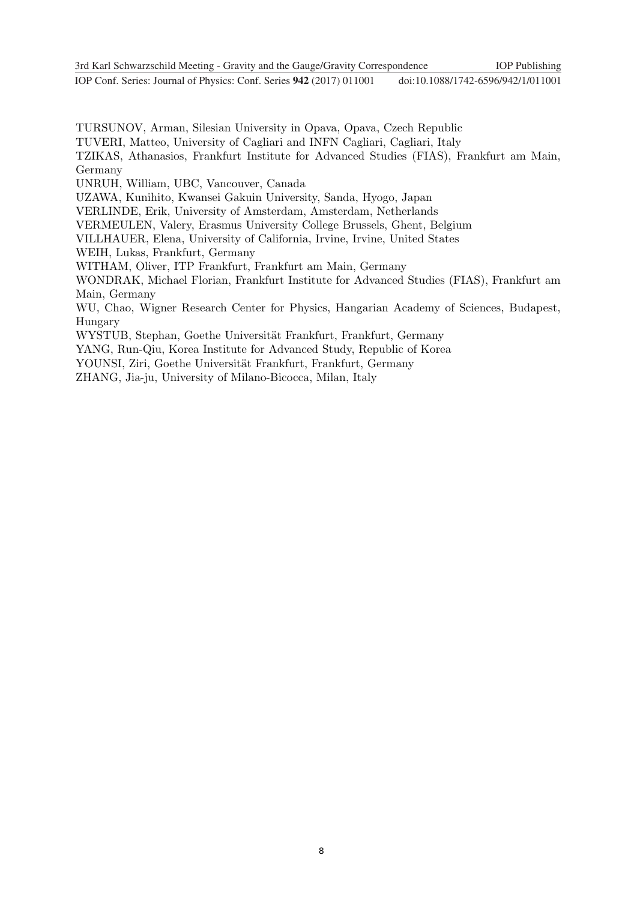TURSUNOV, Arman, Silesian University in Opava, Opava, Czech Republic
TUVERI, Matteo, University of Cagliari and INFN Cagliari, Cagliari, Italy
TZIKAS, Athanasios, Frankfurt Institute for Advanced Studies (FIAS), Frankfurt am Main, Germany
UNRUH, William, UBC, Vancouver, Canada
UZAWA, Kunihito, Kwansei Gakuin University, Sanda, Hyogo, Japan
VERLINDE, Erik, University of Amsterdam, Amsterdam, Netherlands
VERMEULEN, Valery, Erasmus University College Brussels, Ghent, Belgium
VILLHAUER, Elena, University of California, Irvine, Irvine, United States
WEIH, Lukas, Frankfurt, Germany
WITHAM, Oliver, ITP Frankfurt, Frankfurt am Main, Germany
WONDRAK, Michael Florian, Frankfurt Institute for Advanced Studies (FIAS), Frankfurt am Main, Germany
WU, Chao, Wigner Research Center for Physics, Hangarian Academy of Sciences, Budapest, Hungary
WYSTUB, Stephan, Goethe Universität Frankfurt, Frankfurt, Germany
YANG, Run-Qiu, Korea Institute for Advanced Study, Republic of Korea
YOUNSI, Ziri, Goethe Universität Frankfurt, Frankfurt, Germany
ZHANG, Jia-ju, University of Milano-Bicocca, Milan, Italy